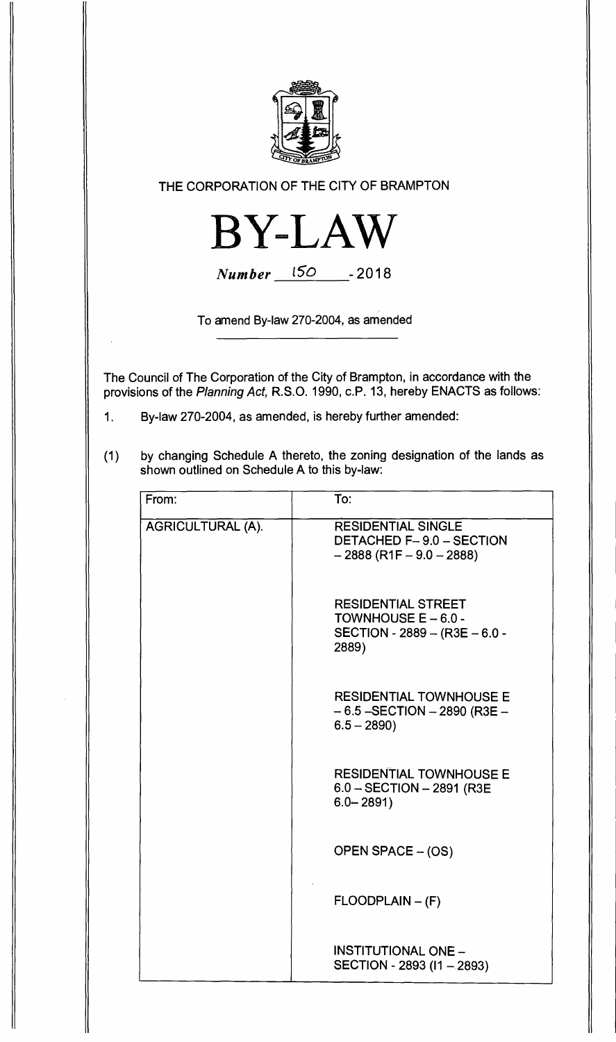THE CORPORATION OF THE CITY OF BRAMPTON

# BY-LAW

*Number* 150 - 2018

To amend By-law 270-2004, as amended

The Council of The Corporation of the City of Brampton, in accordance with the provisions of the *Planning Act,* R.S.O. 1990, c.P. 13, hereby ENACTS as follows:

1. By-law 270-2004, as amended, is hereby further amended:

(1) by changing Schedule A thereto, the zoning designation of the lands as shown outlined on Schedule A to this by-law:

| From: | To: |
| --- | --- |
| AGRICULTURAL (A). | RESIDENTIAL SINGLE DETACHED F– 9.0 – SECTION – 2888 (R1F – 9.0 – 2888) |
| | RESIDENTIAL STREET TOWNHOUSE E – 6.0 - SECTION - 2889 – (R3E – 6.0 - 2889) |
| | RESIDENTIAL TOWNHOUSE E – 6.5 –SECTION – 2890 (R3E – 6.5 – 2890) |
| | RESIDENTIAL TOWNHOUSE E 6.0 – SECTION – 2891 (R3E 6.0– 2891) |
| | OPEN SPACE – (OS) |
| | FLOODPLAIN – (F) |
| | INSTITUTIONAL ONE – SECTION - 2893 (I1 – 2893) |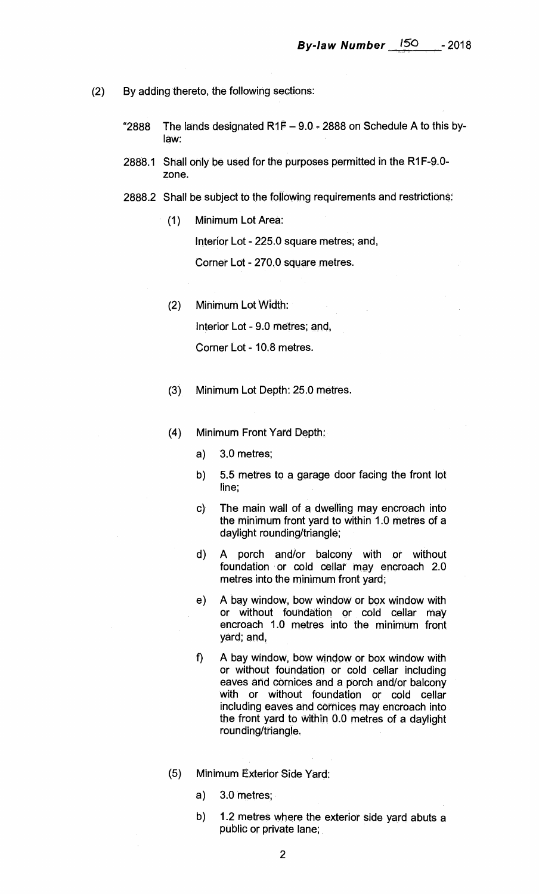(2) By adding thereto, the following sections:

"2888 The lands designated R1F – 9.0 - 2888 on Schedule A to this by-law:

2888.1 Shall only be used for the purposes permitted in the R1F-9.0- zone.

2888.2 Shall be subject to the following requirements and restrictions:

(1) Minimum Lot Area:

Interior Lot - 225.0 square metres; and,

Corner Lot - 270.0 square metres.

(2) Minimum Lot Width:

Interior Lot - 9.0 metres; and,

Corner Lot - 10.8 metres.

(3) Minimum Lot Depth: 25.0 metres.

(4) Minimum Front Yard Depth:

a) 3.0 metres;

b) 5.5 metres to a garage door facing the front lot line;

c) The main wall of a dwelling may encroach into the minimum front yard to within 1.0 metres of a daylight rounding/triangle;

d) A porch and/or balcony with or without foundation or cold cellar may encroach 2.0 metres into the minimum front yard;

e) A bay window, bow window or box window with or without foundation or cold cellar may encroach 1.0 metres into the minimum front yard; and,

f) A bay window, bow window or box window with or without foundation or cold cellar including eaves and cornices and a porch and/or balcony with or without foundation or cold cellar including eaves and cornices may encroach into the front yard to within 0.0 metres of a daylight rounding/triangle.

(5) Minimum Exterior Side Yard:

a) 3.0 metres;

b) 1.2 metres where the exterior side yard abuts a public or private lane;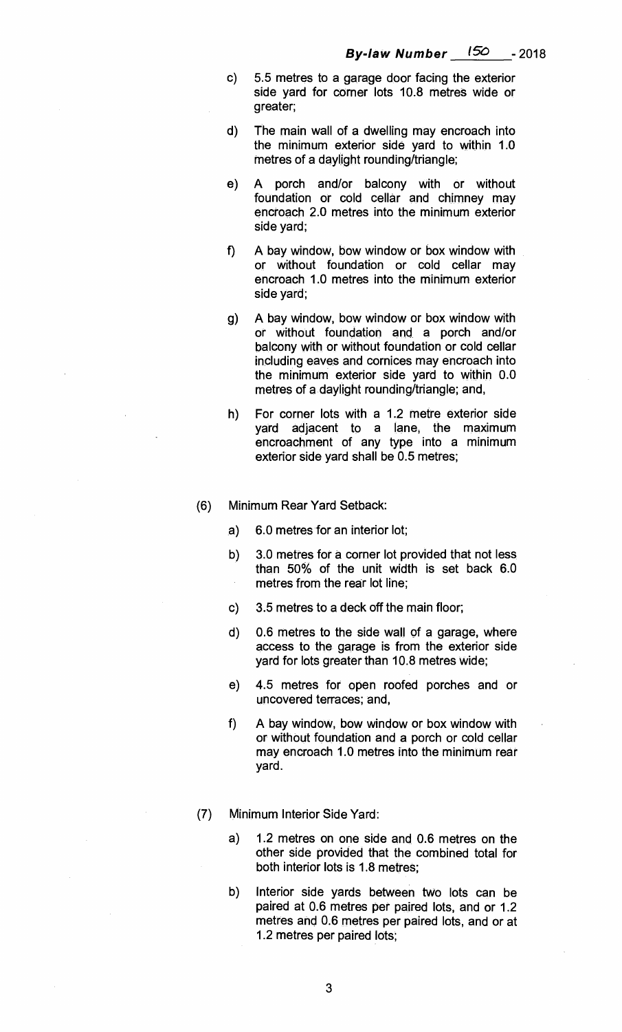c) 5.5 metres to a garage door facing the exterior side yard for corner lots 10.8 metres wide or greater;

d) The main wall of a dwelling may encroach into the minimum exterior side yard to within 1.0 metres of a daylight rounding/triangle;

e) A porch and/or balcony with or without foundation or cold cellar and chimney may encroach 2.0 metres into the minimum exterior side yard;

f) A bay window, bow window or box window with or without foundation or cold cellar may encroach 1.0 metres into the minimum exterior side yard;

g) A bay window, bow window or box window with or without foundation and a porch and/or balcony with or without foundation or cold cellar including eaves and cornices may encroach into the minimum exterior side yard to within 0.0 metres of a daylight rounding/triangle; and,

h) For corner lots with a 1.2 metre exterior side yard adjacent to a lane, the maximum encroachment of any type into a minimum exterior side yard shall be 0.5 metres;

(6) Minimum Rear Yard Setback:

a) 6.0 metres for an interior lot;

b) 3.0 metres for a corner lot provided that not less than 50% of the unit width is set back 6.0 metres from the rear lot line;

c) 3.5 metres to a deck off the main floor;

d) 0.6 metres to the side wall of a garage, where access to the garage is from the exterior side yard for lots greater than 10.8 metres wide;

e) 4.5 metres for open roofed porches and or uncovered terraces; and,

f) A bay window, bow window or box window with or without foundation and a porch or cold cellar may encroach 1.0 metres into the minimum rear yard.

(7) Minimum Interior Side Yard:

a) 1.2 metres on one side and 0.6 metres on the other side provided that the combined total for both interior lots is 1.8 metres;

b) Interior side yards between two lots can be paired at 0.6 metres per paired lots, and or 1.2 metres and 0.6 metres per paired lots, and or at 1.2 metres per paired lots;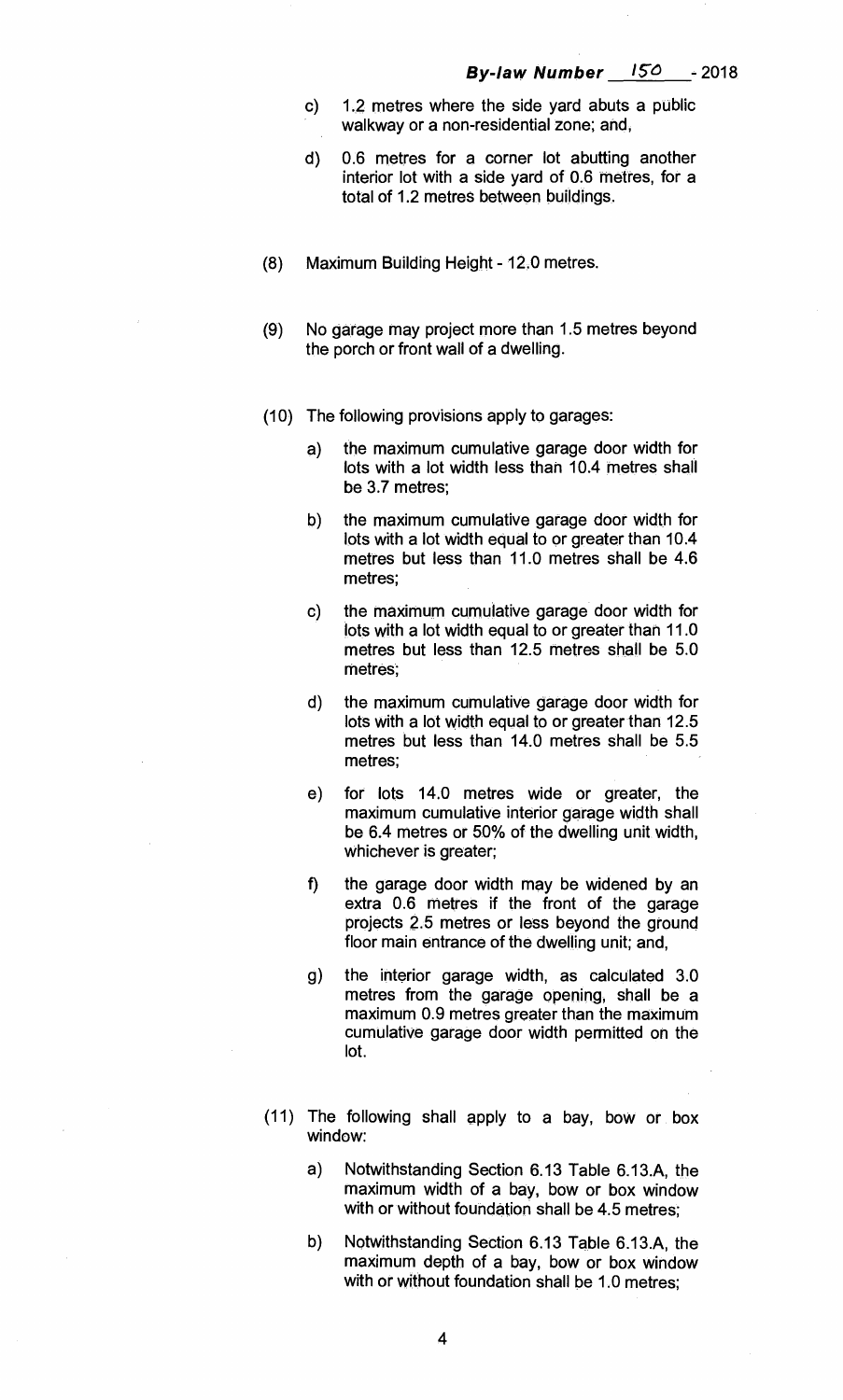c) 1.2 metres where the side yard abuts a public walkway or a non-residential zone; and,

d) 0.6 metres for a corner lot abutting another interior lot with a side yard of 0.6 metres, for a total of 1.2 metres between buildings.

(8) Maximum Building Height - 12.0 metres.

(9) No garage may project more than 1.5 metres beyond the porch or front wall of a dwelling.

(10) The following provisions apply to garages:

a) the maximum cumulative garage door width for lots with a lot width less than 10.4 metres shall be 3.7 metres;

b) the maximum cumulative garage door width for lots with a lot width equal to or greater than 10.4 metres but less than 11.0 metres shall be 4.6 metres;

c) the maximum cumulative garage door width for lots with a lot width equal to or greater than 11.0 metres but less than 12.5 metres shall be 5.0 metres;

d) the maximum cumulative garage door width for lots with a lot width equal to or greater than 12.5 metres but less than 14.0 metres shall be 5.5 metres;

e) for lots 14.0 metres wide or greater, the maximum cumulative interior garage width shall be 6.4 metres or 50% of the dwelling unit width, whichever is greater;

f) the garage door width may be widened by an extra 0.6 metres if the front of the garage projects 2.5 metres or less beyond the ground floor main entrance of the dwelling unit; and,

g) the interior garage width, as calculated 3.0 metres from the garage opening, shall be a maximum 0.9 metres greater than the maximum cumulative garage door width permitted on the lot.

(11) The following shall apply to a bay, bow or box window:

a) Notwithstanding Section 6.13 Table 6.13.A, the maximum width of a bay, bow or box window with or without foundation shall be 4.5 metres;

b) Notwithstanding Section 6.13 Table 6.13.A, the maximum depth of a bay, bow or box window with or without foundation shall be 1.0 metres;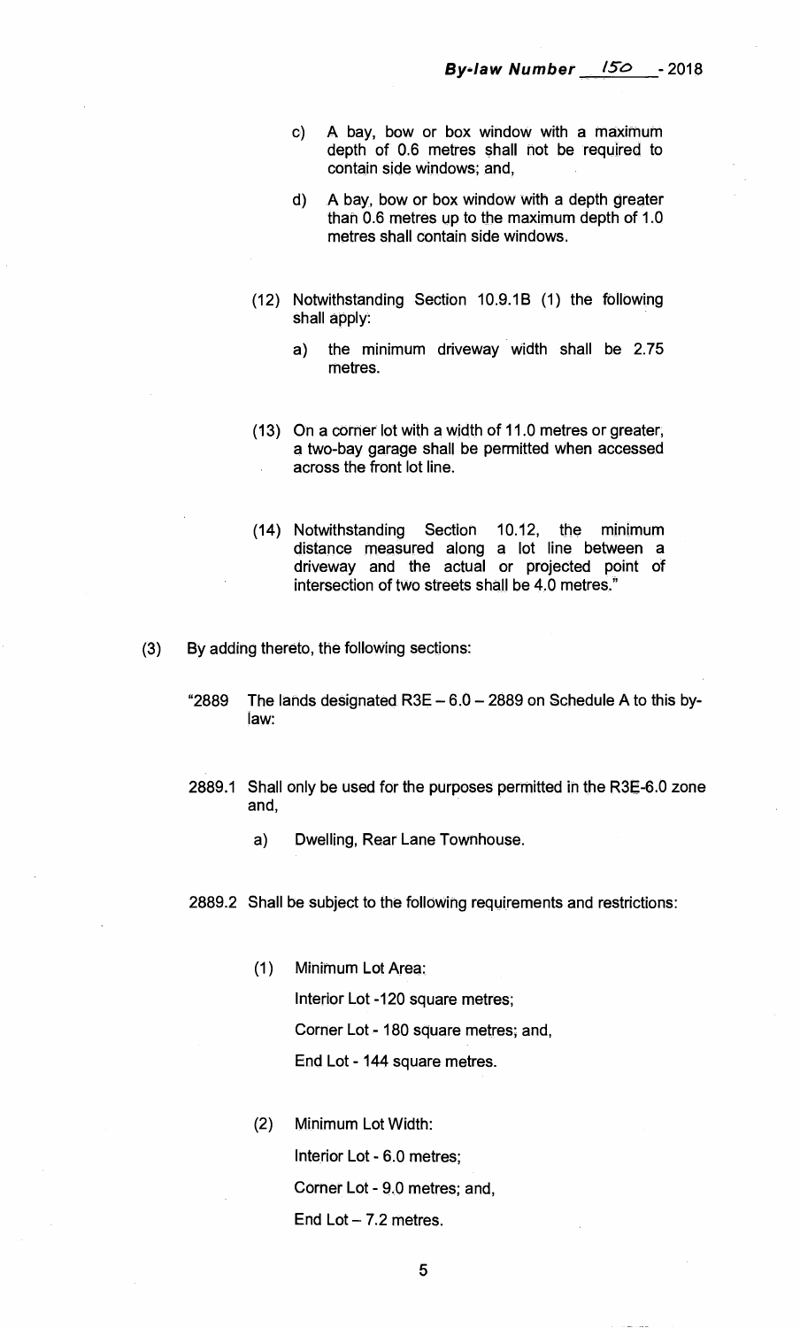c) A bay, bow or box window with a maximum depth of 0.6 metres shall not be required to contain side windows; and,

d) A bay, bow or box window with a depth greater than 0.6 metres up to the maximum depth of 1.0 metres shall contain side windows.

(12) Notwithstanding Section 10.9.1B (1) the following shall apply:

a) the minimum driveway width shall be 2.75 metres.

(13) On a corner lot with a width of 11.0 metres or greater, a two-bay garage shall be permitted when accessed across the front lot line.

(14) Notwithstanding Section 10.12, the minimum distance measured along a lot line between a driveway and the actual or projected point of intersection of two streets shall be 4.0 metres."

(3) By adding thereto, the following sections:

"2889 The lands designated R3E – 6.0 – 2889 on Schedule A to this by-law:

2889.1 Shall only be used for the purposes permitted in the R3E-6.0 zone and,

a) Dwelling, Rear Lane Townhouse.

2889.2 Shall be subject to the following requirements and restrictions:

(1) Minimum Lot Area:

Interior Lot -120 square metres;

Corner Lot - 180 square metres; and,

End Lot - 144 square metres.

(2) Minimum Lot Width:

Interior Lot - 6.0 metres;

Corner Lot - 9.0 metres; and,

End Lot – 7.2 metres.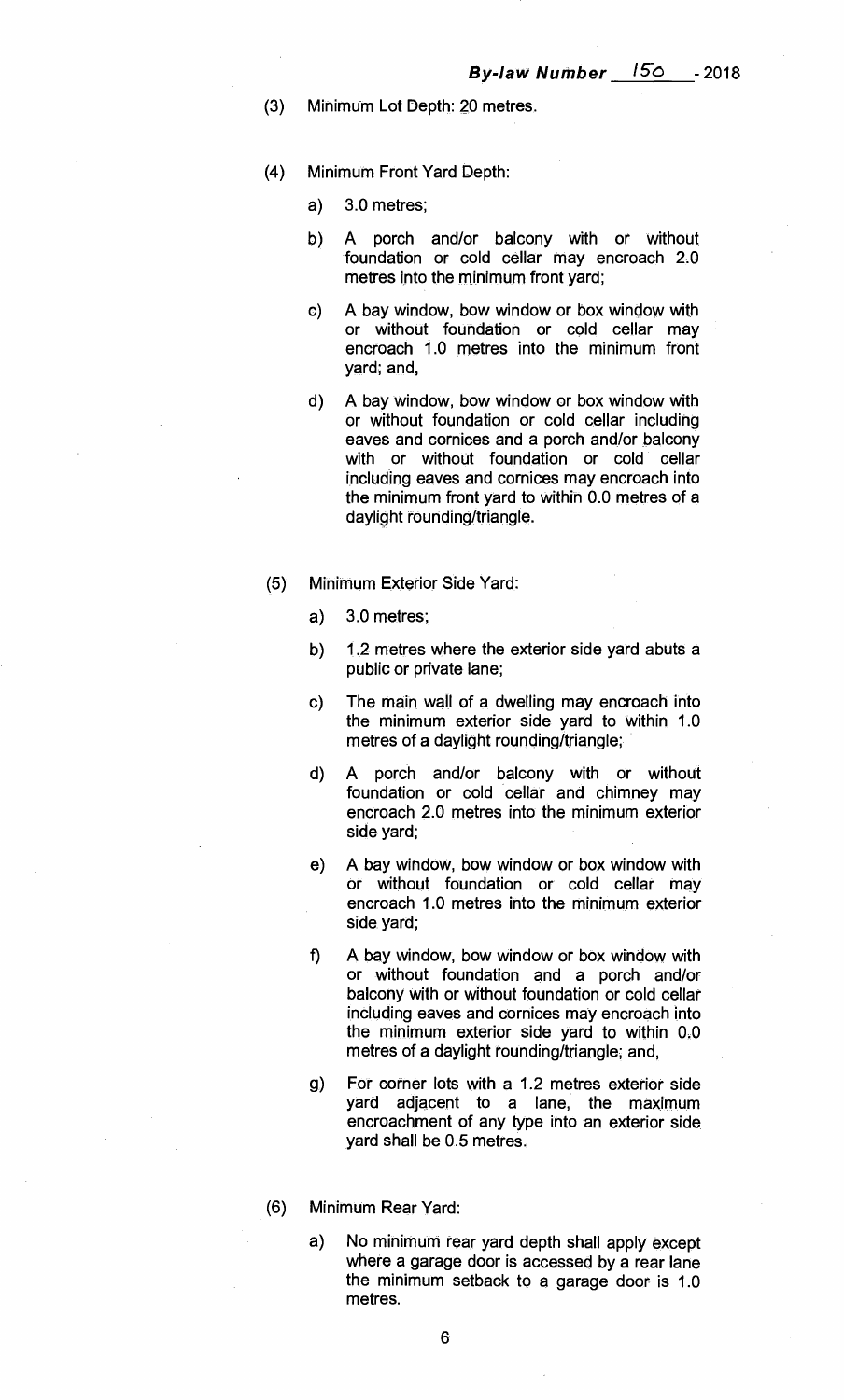(3) Minimum Lot Depth: 20 metres.

(4) Minimum Front Yard Depth:

a) 3.0 metres;

b) A porch and/or balcony with or without foundation or cold cellar may encroach 2.0 metres into the minimum front yard;

c) A bay window, bow window or box window with or without foundation or cold cellar may encroach 1.0 metres into the minimum front yard; and,

d) A bay window, bow window or box window with or without foundation or cold cellar including eaves and cornices and a porch and/or balcony with or without foundation or cold cellar including eaves and cornices may encroach into the minimum front yard to within 0.0 metres of a daylight rounding/triangle.

(5) Minimum Exterior Side Yard:

a) 3.0 metres;

b) 1.2 metres where the exterior side yard abuts a public or private lane;

c) The main wall of a dwelling may encroach into the minimum exterior side yard to within 1.0 metres of a daylight rounding/triangle;

d) A porch and/or balcony with or without foundation or cold cellar and chimney may encroach 2.0 metres into the minimum exterior side yard;

e) A bay window, bow window or box window with or without foundation or cold cellar may encroach 1.0 metres into the minimum exterior side yard;

f) A bay window, bow window or box window with or without foundation and a porch and/or balcony with or without foundation or cold cellar including eaves and cornices may encroach into the minimum exterior side yard to within 0.0 metres of a daylight rounding/triangle; and,

g) For corner lots with a 1.2 metres exterior side yard adjacent to a lane, the maximum encroachment of any type into an exterior side yard shall be 0.5 metres.

(6) Minimum Rear Yard:

a) No minimum rear yard depth shall apply except where a garage door is accessed by a rear lane the minimum setback to a garage door is 1.0 metres.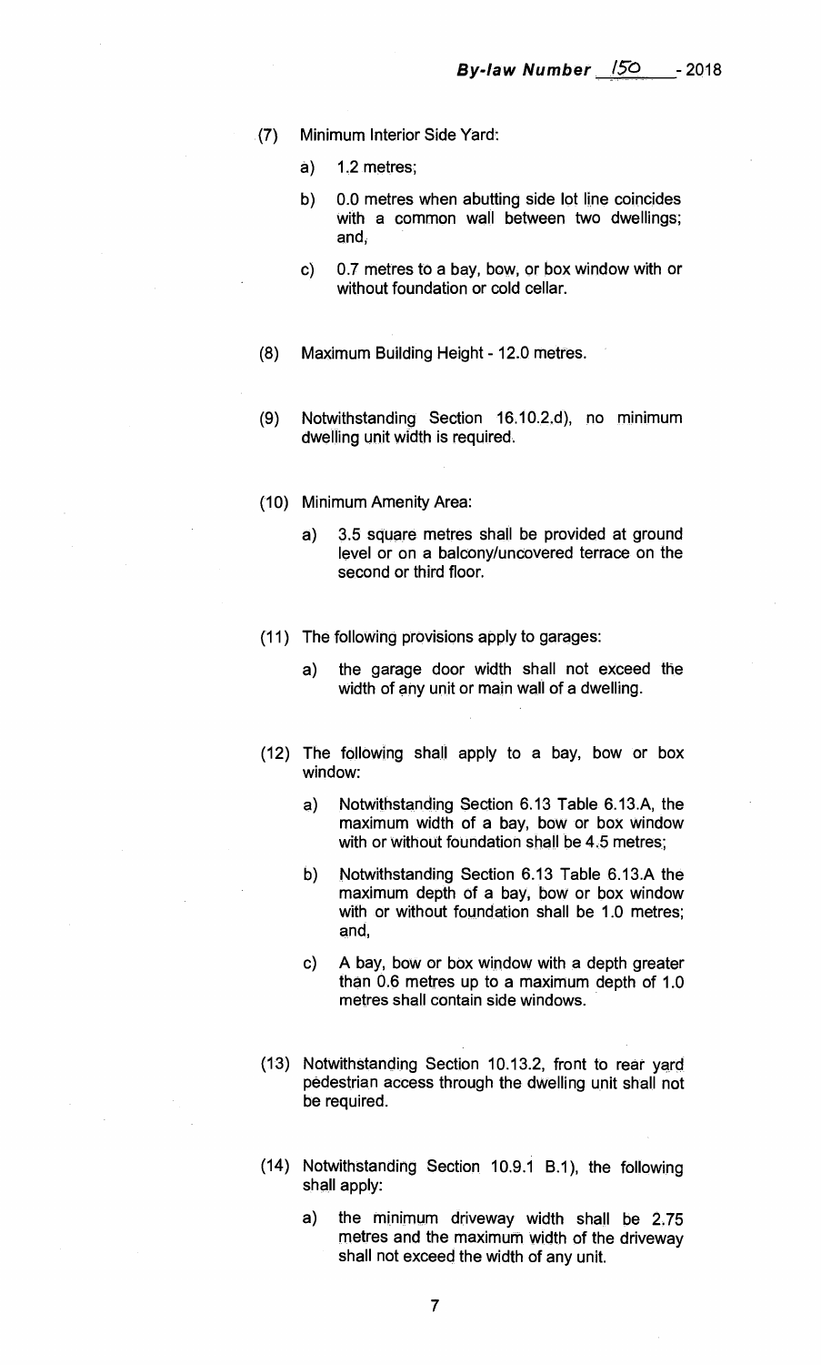(7) Minimum Interior Side Yard:

a) 1.2 metres;

b) 0.0 metres when abutting side lot line coincides with a common wall between two dwellings; and,

c) 0.7 metres to a bay, bow, or box window with or without foundation or cold cellar.

(8) Maximum Building Height - 12.0 metres.

(9) Notwithstanding Section 16.10.2.d), no minimum dwelling unit width is required.

(10) Minimum Amenity Area:

a) 3.5 square metres shall be provided at ground level or on a balcony/uncovered terrace on the second or third floor.

(11) The following provisions apply to garages:

a) the garage door width shall not exceed the width of any unit or main wall of a dwelling.

(12) The following shall apply to a bay, bow or box window:

a) Notwithstanding Section 6.13 Table 6.13.A, the maximum width of a bay, bow or box window with or without foundation shall be 4.5 metres;

b) Notwithstanding Section 6.13 Table 6.13.A the maximum depth of a bay, bow or box window with or without foundation shall be 1.0 metres; and,

c) A bay, bow or box window with a depth greater than 0.6 metres up to a maximum depth of 1.0 metres shall contain side windows.

(13) Notwithstanding Section 10.13.2, front to rear yard pedestrian access through the dwelling unit shall not be required.

(14) Notwithstanding Section 10.9.1 B.1), the following shall apply:

a) the minimum driveway width shall be 2.75 metres and the maximum width of the driveway shall not exceed the width of any unit.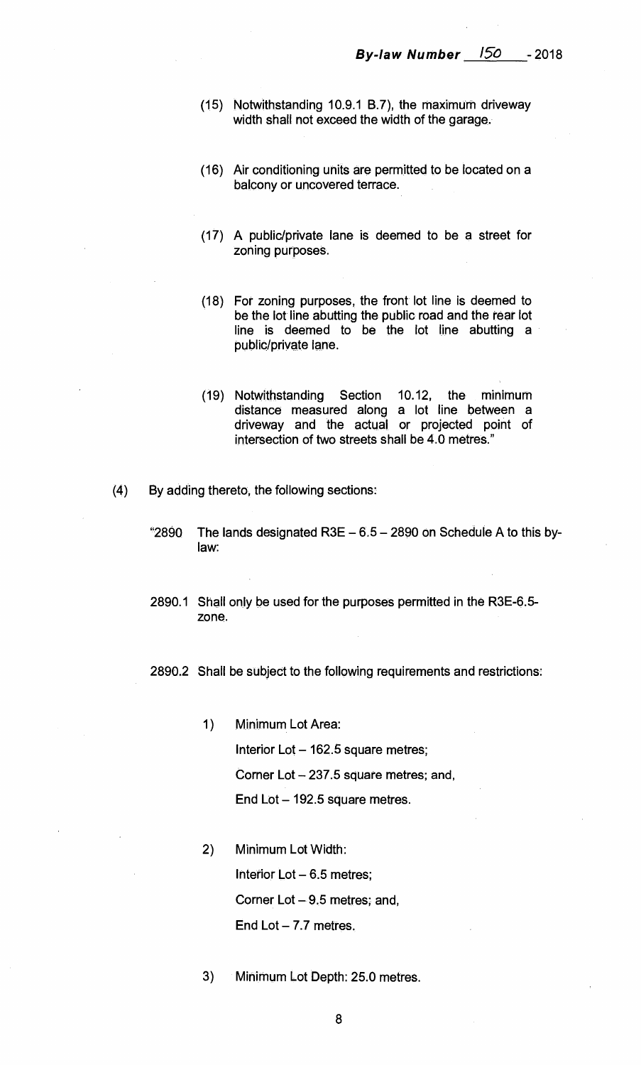(15) Notwithstanding 10.9.1 B.7), the maximum driveway width shall not exceed the width of the garage.

(16) Air conditioning units are permitted to be located on a balcony or uncovered terrace.

(17) A public/private lane is deemed to be a street for zoning purposes.

(18) For zoning purposes, the front lot line is deemed to be the lot line abutting the public road and the rear lot line is deemed to be the lot line abutting a public/private lane.

(19) Notwithstanding Section 10.12, the minimum distance measured along a lot line between a driveway and the actual or projected point of intersection of two streets shall be 4.0 metres."

(4) By adding thereto, the following sections:

"2890 The lands designated R3E – 6.5 – 2890 on Schedule A to this by-law:

2890.1 Shall only be used for the purposes permitted in the R3E-6.5-zone.

2890.2 Shall be subject to the following requirements and restrictions:

1) Minimum Lot Area:

   Interior Lot – 162.5 square metres;

   Corner Lot – 237.5 square metres; and,

   End Lot – 192.5 square metres.

2) Minimum Lot Width:

   Interior Lot – 6.5 metres;

   Corner Lot – 9.5 metres; and,

   End Lot – 7.7 metres.

3) Minimum Lot Depth: 25.0 metres.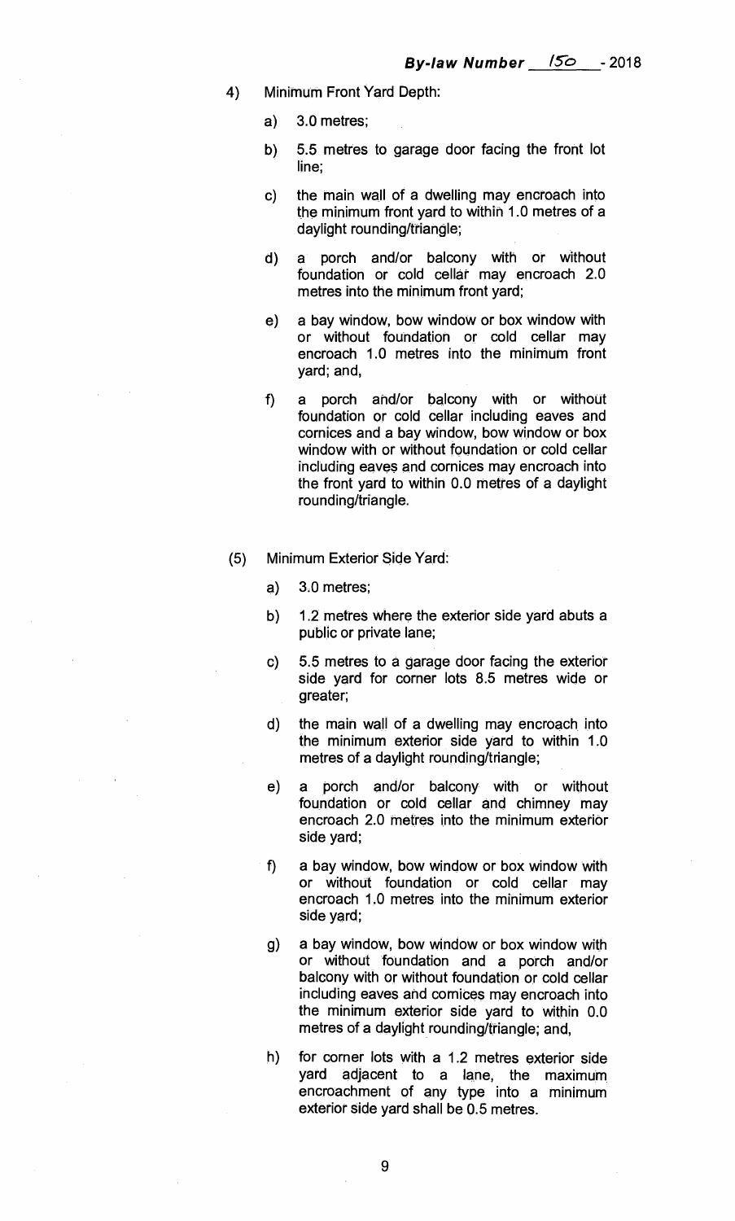4) Minimum Front Yard Depth:

   a) 3.0 metres;

   b) 5.5 metres to garage door facing the front lot line;

   c) the main wall of a dwelling may encroach into the minimum front yard to within 1.0 metres of a daylight rounding/triangle;

   d) a porch and/or balcony with or without foundation or cold cellar may encroach 2.0 metres into the minimum front yard;

   e) a bay window, bow window or box window with or without foundation or cold cellar may encroach 1.0 metres into the minimum front yard; and,

   f) a porch and/or balcony with or without foundation or cold cellar including eaves and cornices and a bay window, bow window or box window with or without foundation or cold cellar including eaves and cornices may encroach into the front yard to within 0.0 metres of a daylight rounding/triangle.

(5) Minimum Exterior Side Yard:

   a) 3.0 metres;

   b) 1.2 metres where the exterior side yard abuts a public or private lane;

   c) 5.5 metres to a garage door facing the exterior side yard for corner lots 8.5 metres wide or greater;

   d) the main wall of a dwelling may encroach into the minimum exterior side yard to within 1.0 metres of a daylight rounding/triangle;

   e) a porch and/or balcony with or without foundation or cold cellar and chimney may encroach 2.0 metres into the minimum exterior side yard;

   f) a bay window, bow window or box window with or without foundation or cold cellar may encroach 1.0 metres into the minimum exterior side yard;

   g) a bay window, bow window or box window with or without foundation and a porch and/or balcony with or without foundation or cold cellar including eaves and cornices may encroach into the minimum exterior side yard to within 0.0 metres of a daylight rounding/triangle; and,

   h) for corner lots with a 1.2 metres exterior side yard adjacent to a lane, the maximum encroachment of any type into a minimum exterior side yard shall be 0.5 metres.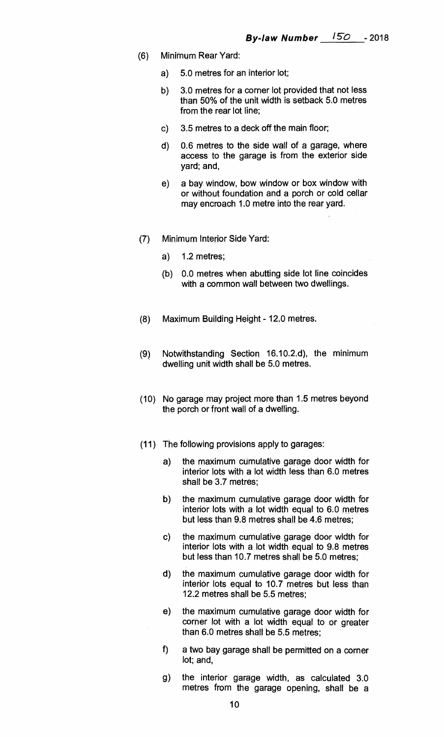(6) Minimum Rear Yard:

a) 5.0 metres for an interior lot;

b) 3.0 metres for a corner lot provided that not less than 50% of the unit width is setback 5.0 metres from the rear lot line;

c) 3.5 metres to a deck off the main floor;

d) 0.6 metres to the side wall of a garage, where access to the garage is from the exterior side yard; and,

e) a bay window, bow window or box window with or without foundation and a porch or cold cellar may encroach 1.0 metre into the rear yard.

(7) Minimum Interior Side Yard:

a) 1.2 metres;

(b) 0.0 metres when abutting side lot line coincides with a common wall between two dwellings.

(8) Maximum Building Height - 12.0 metres.

(9) Notwithstanding Section 16.10.2.d), the minimum dwelling unit width shall be 5.0 metres.

(10) No garage may project more than 1.5 metres beyond the porch or front wall of a dwelling.

(11) The following provisions apply to garages:

a) the maximum cumulative garage door width for interior lots with a lot width less than 6.0 metres shall be 3.7 metres;

b) the maximum cumulative garage door width for interior lots with a lot width equal to 6.0 metres but less than 9.8 metres shall be 4.6 metres;

c) the maximum cumulative garage door width for interior lots with a lot width equal to 9.8 metres but less than 10.7 metres shall be 5.0 metres;

d) the maximum cumulative garage door width for interior lots equal to 10.7 metres but less than 12.2 metres shall be 5.5 metres;

e) the maximum cumulative garage door width for corner lot with a lot width equal to or greater than 6.0 metres shall be 5.5 metres;

f) a two bay garage shall be permitted on a corner lot; and,

g) the interior garage width, as calculated 3.0 metres from the garage opening, shall be a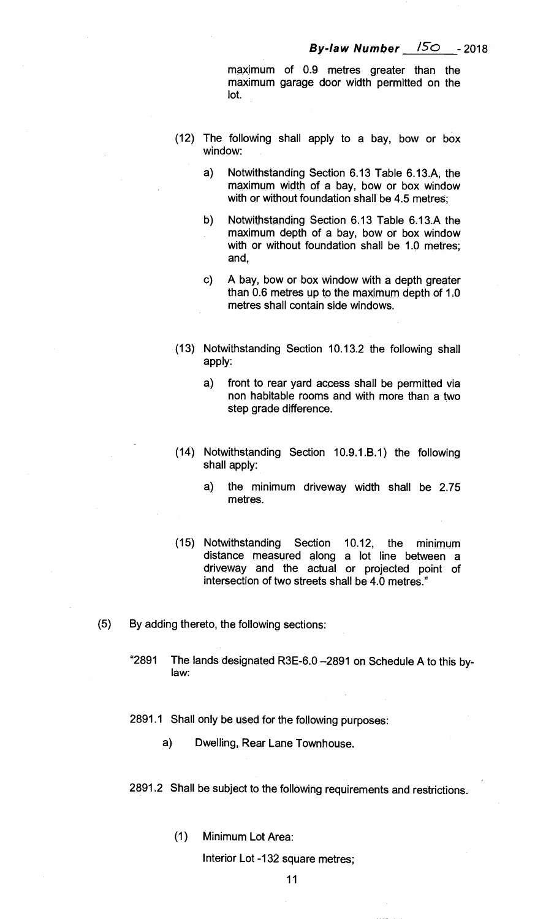maximum of 0.9 metres greater than the maximum garage door width permitted on the lot.

(12) The following shall apply to a bay, bow or box window:

a) Notwithstanding Section 6.13 Table 6.13.A, the maximum width of a bay, bow or box window with or without foundation shall be 4.5 metres;

b) Notwithstanding Section 6.13 Table 6.13.A the maximum depth of a bay, bow or box window with or without foundation shall be 1.0 metres; and,

c) A bay, bow or box window with a depth greater than 0.6 metres up to the maximum depth of 1.0 metres shall contain side windows.

(13) Notwithstanding Section 10.13.2 the following shall apply:

a) front to rear yard access shall be permitted via non habitable rooms and with more than a two step grade difference.

(14) Notwithstanding Section 10.9.1.B.1) the following shall apply:

a) the minimum driveway width shall be 2.75 metres.

(15) Notwithstanding Section 10.12, the minimum distance measured along a lot line between a driveway and the actual or projected point of intersection of two streets shall be 4.0 metres."

(5) By adding thereto, the following sections:

"2891 The lands designated R3E-6.0 –2891 on Schedule A to this by-law:

2891.1 Shall only be used for the following purposes:

a) Dwelling, Rear Lane Townhouse.

2891.2 Shall be subject to the following requirements and restrictions.

(1) Minimum Lot Area:

Interior Lot -132 square metres;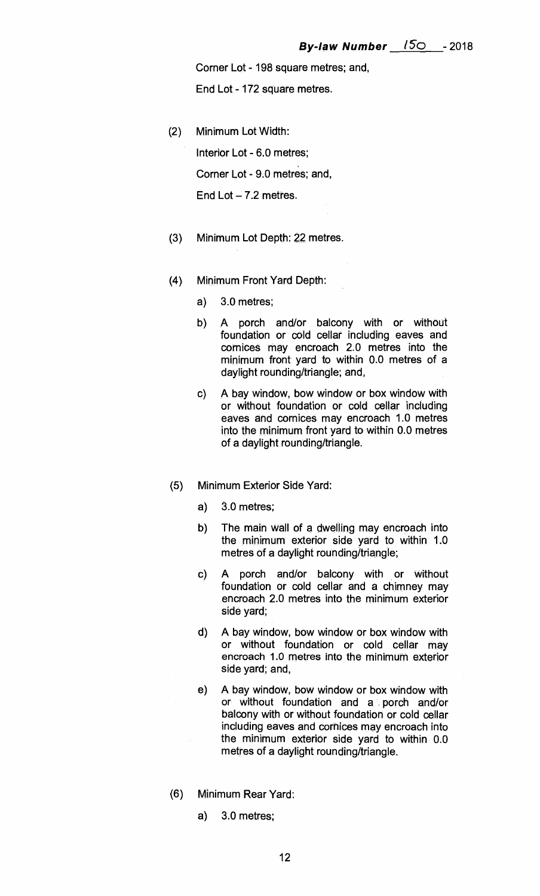Corner Lot - 198 square metres; and,

End Lot - 172 square metres.

(2) Minimum Lot Width:

Interior Lot - 6.0 metres;

Corner Lot - 9.0 metres; and,

End Lot – 7.2 metres.

(3) Minimum Lot Depth: 22 metres.

(4) Minimum Front Yard Depth:

a) 3.0 metres;

b) A porch and/or balcony with or without foundation or cold cellar including eaves and cornices may encroach 2.0 metres into the minimum front yard to within 0.0 metres of a daylight rounding/triangle; and,

c) A bay window, bow window or box window with or without foundation or cold cellar including eaves and cornices may encroach 1.0 metres into the minimum front yard to within 0.0 metres of a daylight rounding/triangle.

(5) Minimum Exterior Side Yard:

a) 3.0 metres;

b) The main wall of a dwelling may encroach into the minimum exterior side yard to within 1.0 metres of a daylight rounding/triangle;

c) A porch and/or balcony with or without foundation or cold cellar and a chimney may encroach 2.0 metres into the minimum exterior side yard;

d) A bay window, bow window or box window with or without foundation or cold cellar may encroach 1.0 metres into the minimum exterior side yard; and,

e) A bay window, bow window or box window with or without foundation and a porch and/or balcony with or without foundation or cold cellar including eaves and cornices may encroach into the minimum exterior side yard to within 0.0 metres of a daylight rounding/triangle.

(6) Minimum Rear Yard:

a) 3.0 metres;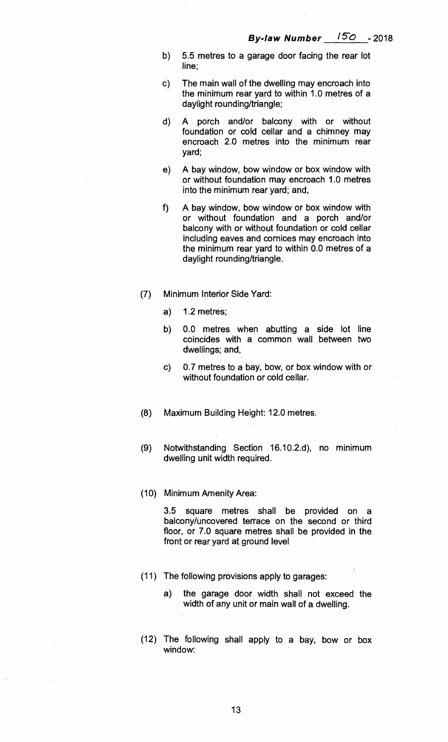b) 5.5 metres to a garage door facing the rear lot line;

c) The main wall of the dwelling may encroach into the minimum rear yard to within 1.0 metres of a daylight rounding/triangle;

d) A porch and/or balcony with or without foundation or cold cellar and a chimney may encroach 2.0 metres into the minimum rear yard;

e) A bay window, bow window or box window with or without foundation may encroach 1.0 metres into the minimum rear yard; and,

f) A bay window, bow window or box window with or without foundation and a porch and/or balcony with or without foundation or cold cellar including eaves and cornices may encroach into the minimum rear yard to within 0.0 metres of a daylight rounding/triangle.

(7) Minimum Interior Side Yard:

a) 1.2 metres;

b) 0.0 metres when abutting a side lot line coincides with a common wall between two dwellings; and,

c) 0.7 metres to a bay, bow, or box window with or without foundation or cold cellar.

(8) Maximum Building Height: 12.0 metres.

(9) Notwithstanding Section 16.10.2.d), no minimum dwelling unit width required.

(10) Minimum Amenity Area:

3.5 square metres shall be provided on a balcony/uncovered terrace on the second or third floor, or 7.0 square metres shall be provided in the front or rear yard at ground level

(11) The following provisions apply to garages:

a) the garage door width shall not exceed the width of any unit or main wall of a dwelling.

(12) The following shall apply to a bay, bow or box window: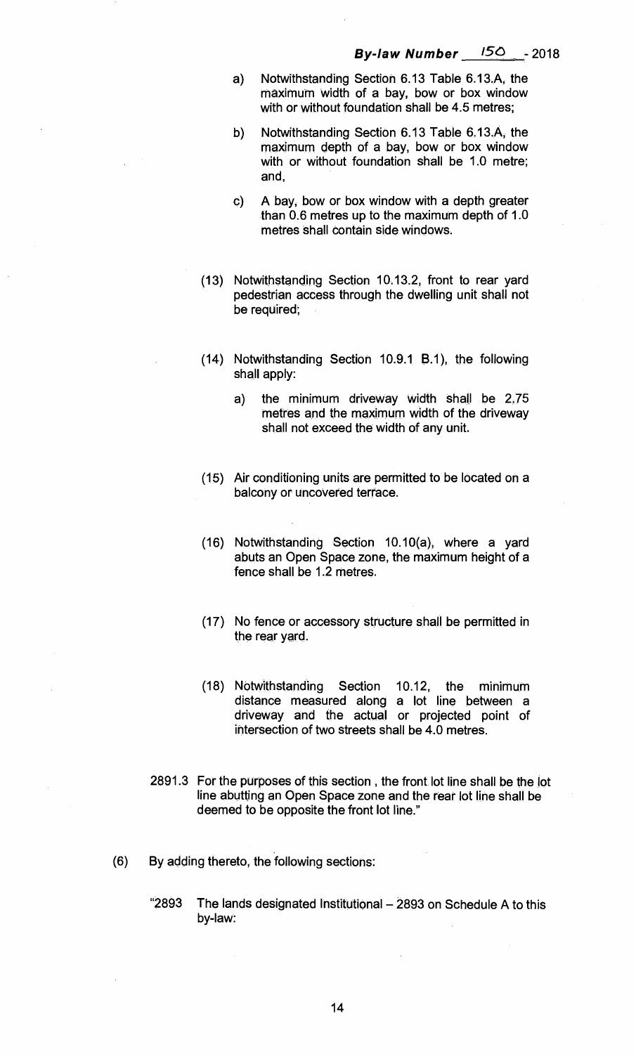a) Notwithstanding Section 6.13 Table 6.13.A, the maximum width of a bay, bow or box window with or without foundation shall be 4.5 metres;

b) Notwithstanding Section 6.13 Table 6.13.A, the maximum depth of a bay, bow or box window with or without foundation shall be 1.0 metre; and,

c) A bay, bow or box window with a depth greater than 0.6 metres up to the maximum depth of 1.0 metres shall contain side windows.

(13) Notwithstanding Section 10.13.2, front to rear yard pedestrian access through the dwelling unit shall not be required;

(14) Notwithstanding Section 10.9.1 B.1), the following shall apply:

a) the minimum driveway width shall be 2.75 metres and the maximum width of the driveway shall not exceed the width of any unit.

(15) Air conditioning units are permitted to be located on a balcony or uncovered terrace.

(16) Notwithstanding Section 10.10(a), where a yard abuts an Open Space zone, the maximum height of a fence shall be 1.2 metres.

(17) No fence or accessory structure shall be permitted in the rear yard.

(18) Notwithstanding Section 10.12, the minimum distance measured along a lot line between a driveway and the actual or projected point of intersection of two streets shall be 4.0 metres.

2891.3 For the purposes of this section , the front lot line shall be the lot line abutting an Open Space zone and the rear lot line shall be deemed to be opposite the front lot line."

(6) By adding thereto, the following sections:

"2893 The lands designated Institutional – 2893 on Schedule A to this by-law: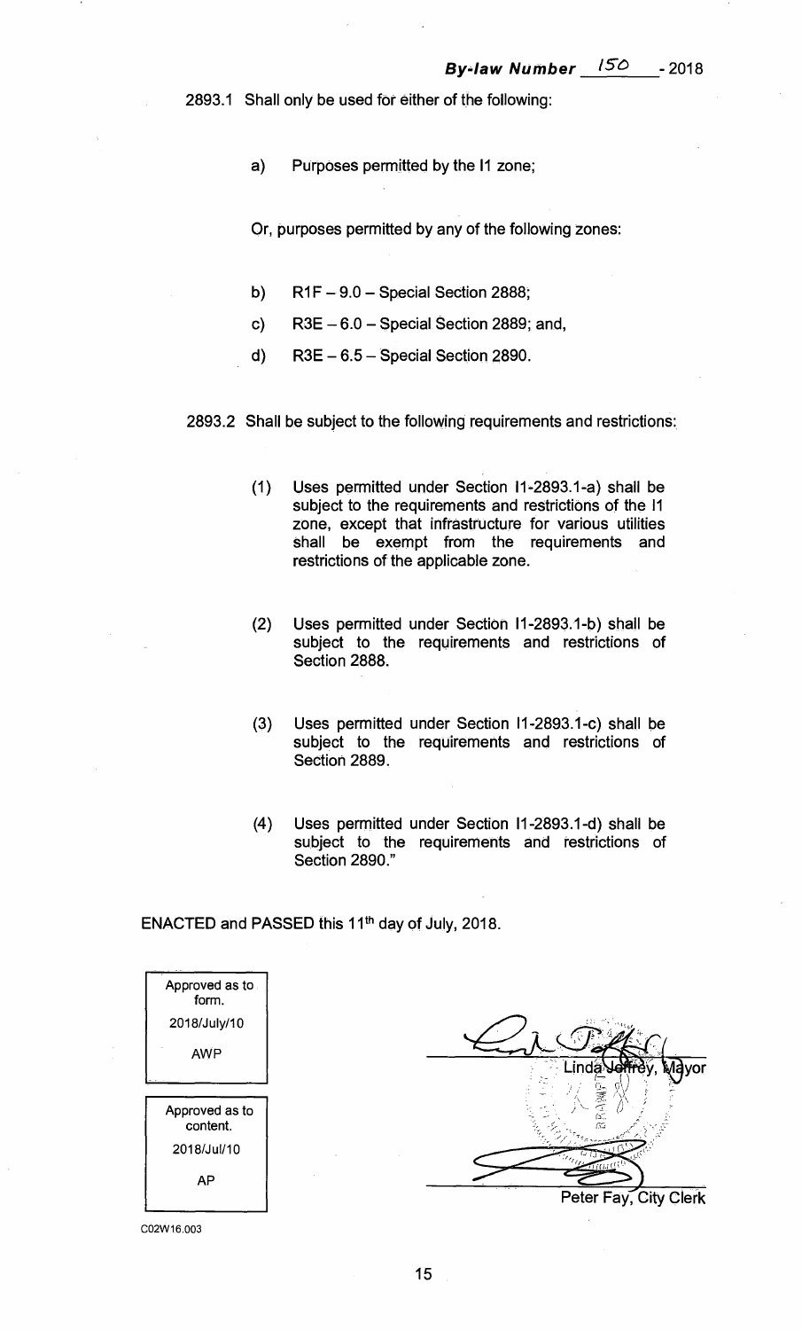2893.1 Shall only be used for either of the following:

a) Purposes permitted by the I1 zone;

Or, purposes permitted by any of the following zones:

b) R1F – 9.0 – Special Section 2888;

c) R3E – 6.0 – Special Section 2889; and,

d) R3E – 6.5 – Special Section 2890.

2893.2 Shall be subject to the following requirements and restrictions:

(1) Uses permitted under Section I1-2893.1-a) shall be subject to the requirements and restrictions of the I1 zone, except that infrastructure for various utilities shall be exempt from the requirements and restrictions of the applicable zone.

(2) Uses permitted under Section I1-2893.1-b) shall be subject to the requirements and restrictions of Section 2888.

(3) Uses permitted under Section I1-2893.1-c) shall be subject to the requirements and restrictions of Section 2889.

(4) Uses permitted under Section I1-2893.1-d) shall be subject to the requirements and restrictions of Section 2890."

ENACTED and PASSED this 11th day of July, 2018.

| Approved as to form. |
| --- |
| 2018/July/10 |
| AWP |

| Approved as to content. |
| --- |
| 2018/Jul/10 |
| AP |

Linda Jeffrey, Mayor

Peter Fay, City Clerk

C02W16.003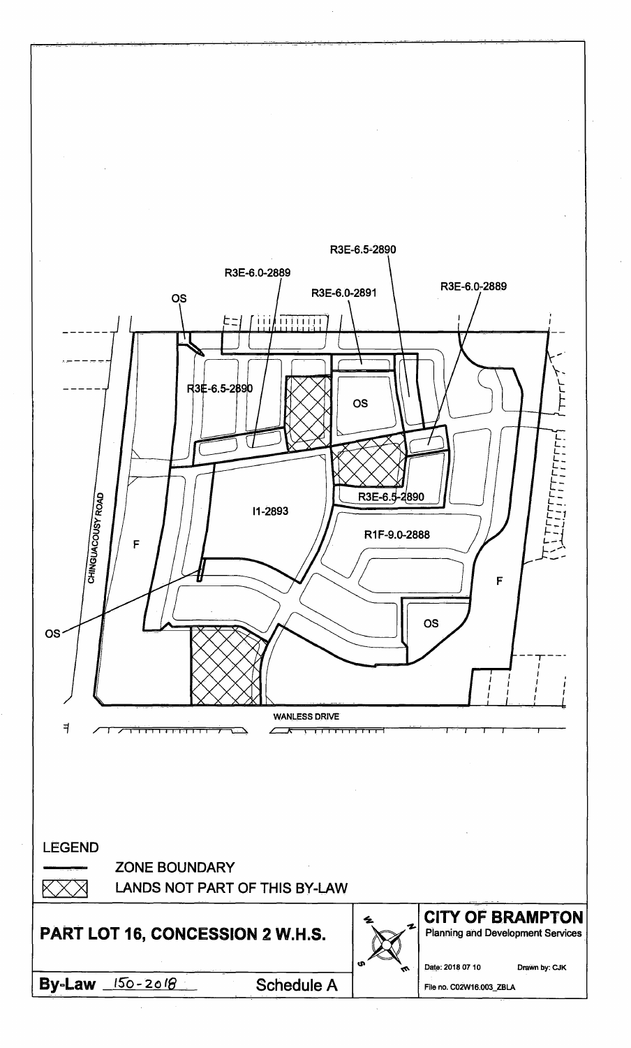R3E-6.5-2890

R3E-6.0-2889

R3E-6.0-2891

R3E-6.0-2889

OS

R3E-6.5-2890

OS

R3E-6.5-2890

I1-2893

R1F-9.0-2888

CHINGUACOUSY ROAD

F

F

OS

OS

WANLESS DRIVE

LEGEND

ZONE BOUNDARY

LANDS NOT PART OF THIS BY-LAW

**PART LOT 16, CONCESSION 2 W.H.S.**

**By-Law** 150-2018 Schedule A

**CITY OF BRAMPTON**

Planning and Development Services

Date: 2018 07 10 Drawn by: CJK

File no. C02W16.003_ZBLA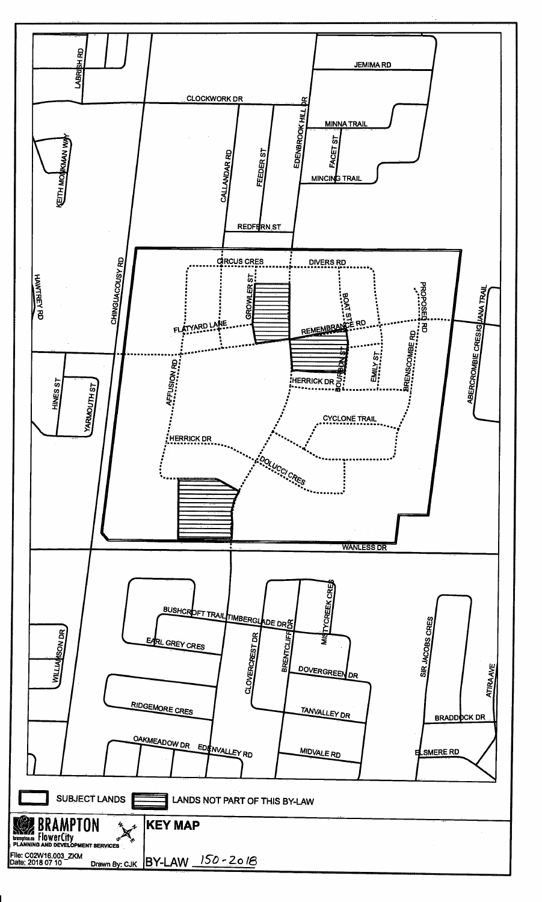SUBJECT LANDS

LANDS NOT PART OF THIS BY-LAW

BRAMPTON
FlowerCity
PLANNING AND DEVELOPMENT SERVICES

File: C02W16.003_ZKM
Date: 2018 07 10
Drawn By: CJK

**KEY MAP**

BY-LAW 150-2018

LABRISH RD
JEMIMA RD
CLOCKWORK DR
MINNA TRAIL
FACET ST
MINCING TRAIL
KEITH MONKMAN WAY
CALLANDAR RD
FEEDER ST
EDENBROOK HILL DR
REDFERN ST
CIRCUS CRES
DIVERS RD
HAWTREY RD
CHINGUACOUSY RD
GROWLER ST
BOAT ST
PROPOSED RD
FLATYARD LANE
REMEMBRANCE RD
ABERCROMBIE CRES
IGUANA TRAIL
AFFUSION RD
EMILY ST
BRENSCOMBE RD
BOURBON ST
HERRICK DR
HINES ST
YARMOUTH ST
CYCLONE TRAIL
HERRICK DR
DOLUCCI CRES
WANLESS DR
MISTYCREEK CRES
BUSHCROFT TRAIL
TIMBERGLADE DR
BRENTCLIFF DR
CLOVERCREST DR
SIR JACOBS CRES
WILLIAMSON DR
EARL GREY CRES
DOVERGREEN DR
ATIRA AVE
RIDGEMORE CRES
TANVALLEY DR
BRADDOCK DR
OAKMEADOW DR
EDENVALLEY RD
MIDVALE RD
ELSMERE RD